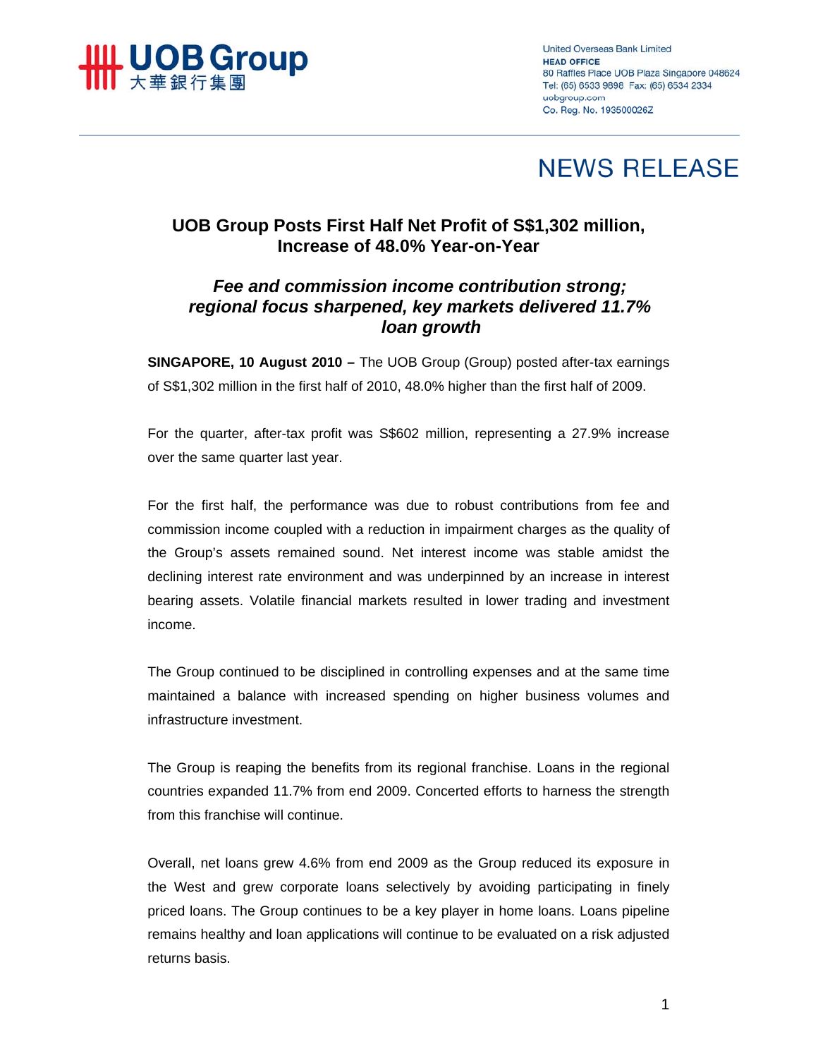United Overseas Bank Limited
**HEAD OFFICE**
80 Raffles Place UOB Plaza Singapore 048624
Tel: (65) 6533 9898 Fax: (65) 6534 2334
uobgroup.com
Co. Reg. No. 193500026Z

# NEWS RELEASE

## UOB Group Posts First Half Net Profit of S$1,302 million, Increase of 48.0% Year-on-Year

### *Fee and commission income contribution strong; regional focus sharpened, key markets delivered 11.7% loan growth*

**SINGAPORE, 10 August 2010 –** The UOB Group (Group) posted after-tax earnings of S$1,302 million in the first half of 2010, 48.0% higher than the first half of 2009.

For the quarter, after-tax profit was S$602 million, representing a 27.9% increase over the same quarter last year.

For the first half, the performance was due to robust contributions from fee and commission income coupled with a reduction in impairment charges as the quality of the Group's assets remained sound. Net interest income was stable amidst the declining interest rate environment and was underpinned by an increase in interest bearing assets. Volatile financial markets resulted in lower trading and investment income.

The Group continued to be disciplined in controlling expenses and at the same time maintained a balance with increased spending on higher business volumes and infrastructure investment.

The Group is reaping the benefits from its regional franchise. Loans in the regional countries expanded 11.7% from end 2009. Concerted efforts to harness the strength from this franchise will continue.

Overall, net loans grew 4.6% from end 2009 as the Group reduced its exposure in the West and grew corporate loans selectively by avoiding participating in finely priced loans. The Group continues to be a key player in home loans. Loans pipeline remains healthy and loan applications will continue to be evaluated on a risk adjusted returns basis.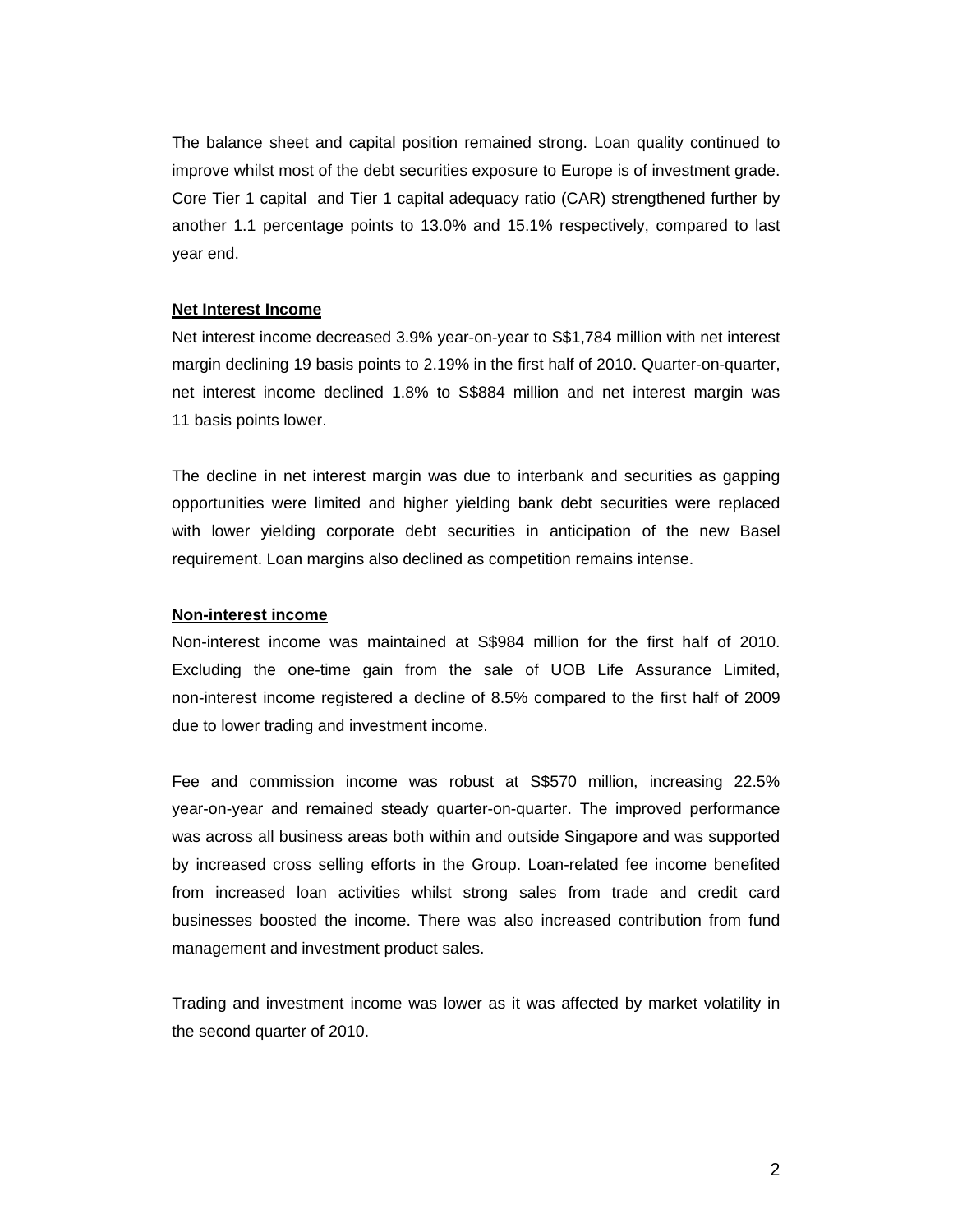The balance sheet and capital position remained strong. Loan quality continued to improve whilst most of the debt securities exposure to Europe is of investment grade. Core Tier 1 capital and Tier 1 capital adequacy ratio (CAR) strengthened further by another 1.1 percentage points to 13.0% and 15.1% respectively, compared to last year end.

**Net Interest Income**

Net interest income decreased 3.9% year-on-year to S$1,784 million with net interest margin declining 19 basis points to 2.19% in the first half of 2010. Quarter-on-quarter, net interest income declined 1.8% to S$884 million and net interest margin was 11 basis points lower.

The decline in net interest margin was due to interbank and securities as gapping opportunities were limited and higher yielding bank debt securities were replaced with lower yielding corporate debt securities in anticipation of the new Basel requirement. Loan margins also declined as competition remains intense.

**Non-interest income**

Non-interest income was maintained at S$984 million for the first half of 2010. Excluding the one-time gain from the sale of UOB Life Assurance Limited, non-interest income registered a decline of 8.5% compared to the first half of 2009 due to lower trading and investment income.

Fee and commission income was robust at S$570 million, increasing 22.5% year-on-year and remained steady quarter-on-quarter. The improved performance was across all business areas both within and outside Singapore and was supported by increased cross selling efforts in the Group. Loan-related fee income benefited from increased loan activities whilst strong sales from trade and credit card businesses boosted the income. There was also increased contribution from fund management and investment product sales.

Trading and investment income was lower as it was affected by market volatility in the second quarter of 2010.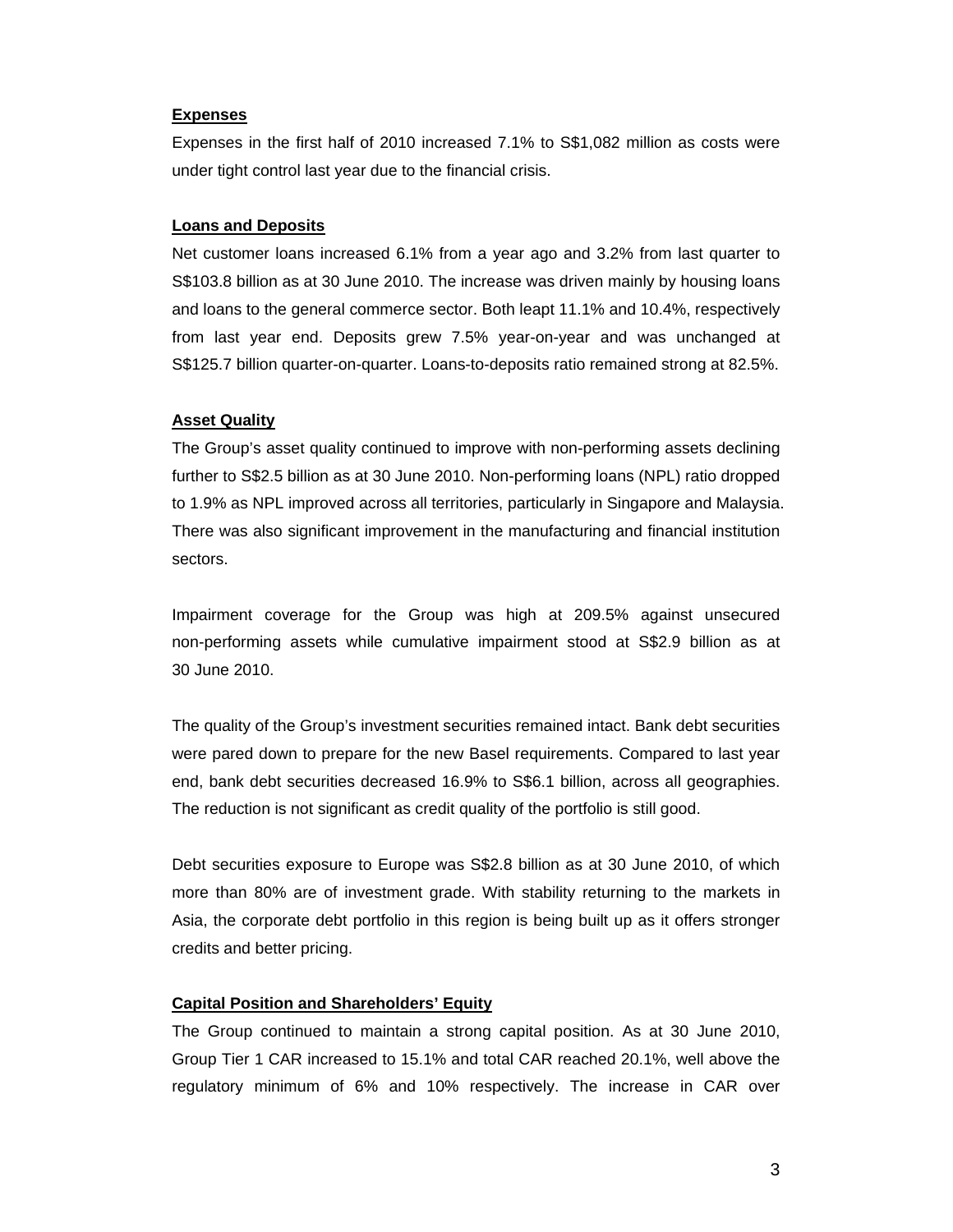**Expenses**

Expenses in the first half of 2010 increased 7.1% to S$1,082 million as costs were under tight control last year due to the financial crisis.

**Loans and Deposits**

Net customer loans increased 6.1% from a year ago and 3.2% from last quarter to S$103.8 billion as at 30 June 2010. The increase was driven mainly by housing loans and loans to the general commerce sector. Both leapt 11.1% and 10.4%, respectively from last year end. Deposits grew 7.5% year-on-year and was unchanged at S$125.7 billion quarter-on-quarter. Loans-to-deposits ratio remained strong at 82.5%.

**Asset Quality**

The Group's asset quality continued to improve with non-performing assets declining further to S$2.5 billion as at 30 June 2010. Non-performing loans (NPL) ratio dropped to 1.9% as NPL improved across all territories, particularly in Singapore and Malaysia. There was also significant improvement in the manufacturing and financial institution sectors.

Impairment coverage for the Group was high at 209.5% against unsecured non-performing assets while cumulative impairment stood at S$2.9 billion as at 30 June 2010.

The quality of the Group's investment securities remained intact. Bank debt securities were pared down to prepare for the new Basel requirements. Compared to last year end, bank debt securities decreased 16.9% to S$6.1 billion, across all geographies. The reduction is not significant as credit quality of the portfolio is still good.

Debt securities exposure to Europe was S$2.8 billion as at 30 June 2010, of which more than 80% are of investment grade. With stability returning to the markets in Asia, the corporate debt portfolio in this region is being built up as it offers stronger credits and better pricing.

**Capital Position and Shareholders' Equity**

The Group continued to maintain a strong capital position. As at 30 June 2010, Group Tier 1 CAR increased to 15.1% and total CAR reached 20.1%, well above the regulatory minimum of 6% and 10% respectively. The increase in CAR over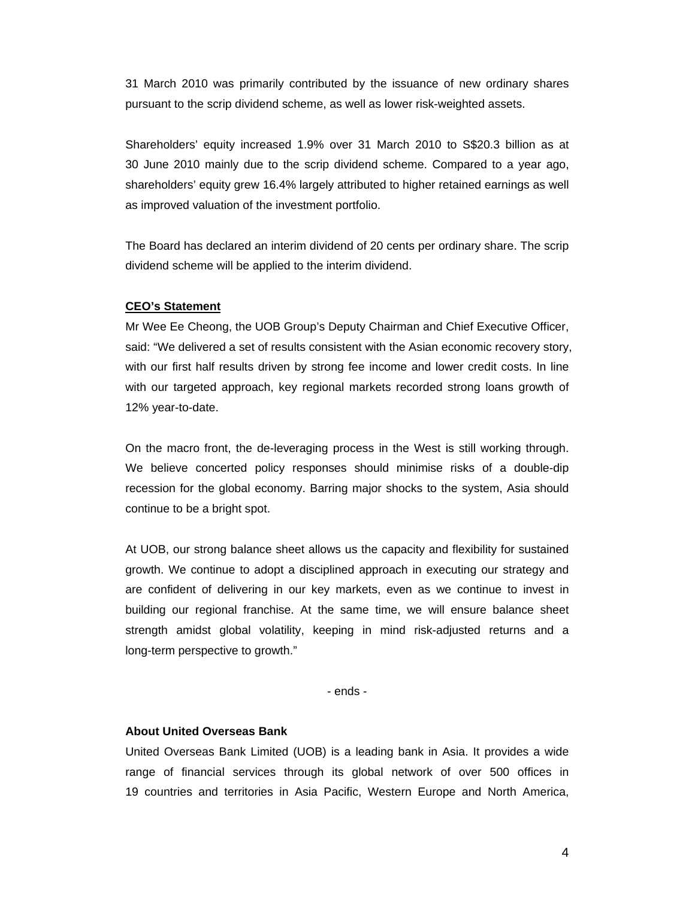31 March 2010 was primarily contributed by the issuance of new ordinary shares pursuant to the scrip dividend scheme, as well as lower risk-weighted assets.

Shareholders' equity increased 1.9% over 31 March 2010 to S$20.3 billion as at 30 June 2010 mainly due to the scrip dividend scheme. Compared to a year ago, shareholders' equity grew 16.4% largely attributed to higher retained earnings as well as improved valuation of the investment portfolio.

The Board has declared an interim dividend of 20 cents per ordinary share. The scrip dividend scheme will be applied to the interim dividend.

**CEO's Statement**

Mr Wee Ee Cheong, the UOB Group's Deputy Chairman and Chief Executive Officer, said: "We delivered a set of results consistent with the Asian economic recovery story, with our first half results driven by strong fee income and lower credit costs. In line with our targeted approach, key regional markets recorded strong loans growth of 12% year-to-date.

On the macro front, the de-leveraging process in the West is still working through. We believe concerted policy responses should minimise risks of a double-dip recession for the global economy. Barring major shocks to the system, Asia should continue to be a bright spot.

At UOB, our strong balance sheet allows us the capacity and flexibility for sustained growth. We continue to adopt a disciplined approach in executing our strategy and are confident of delivering in our key markets, even as we continue to invest in building our regional franchise. At the same time, we will ensure balance sheet strength amidst global volatility, keeping in mind risk-adjusted returns and a long-term perspective to growth."

- ends -

**About United Overseas Bank**

United Overseas Bank Limited (UOB) is a leading bank in Asia. It provides a wide range of financial services through its global network of over 500 offices in 19 countries and territories in Asia Pacific, Western Europe and North America,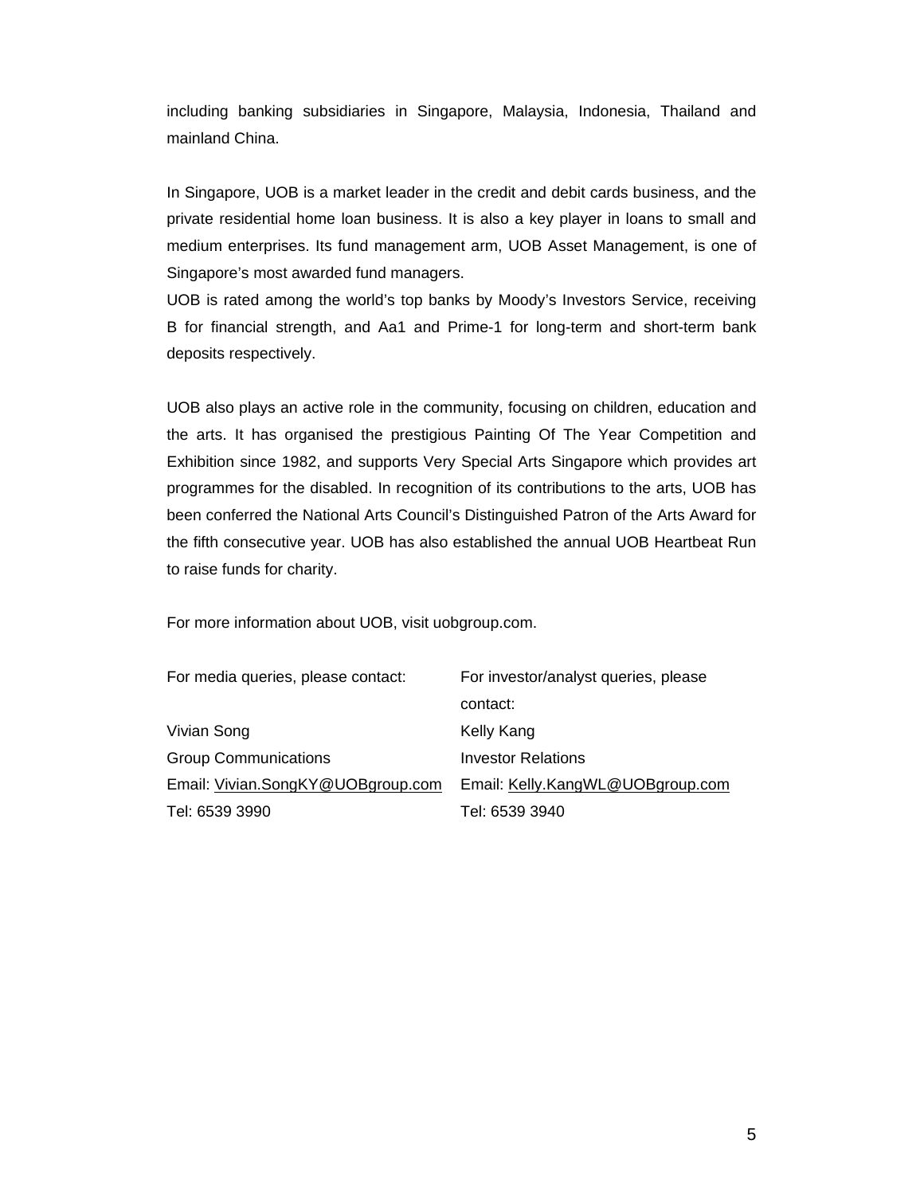including banking subsidiaries in Singapore, Malaysia, Indonesia, Thailand and mainland China.

In Singapore, UOB is a market leader in the credit and debit cards business, and the private residential home loan business. It is also a key player in loans to small and medium enterprises. Its fund management arm, UOB Asset Management, is one of Singapore's most awarded fund managers.

UOB is rated among the world's top banks by Moody's Investors Service, receiving B for financial strength, and Aa1 and Prime-1 for long-term and short-term bank deposits respectively.

UOB also plays an active role in the community, focusing on children, education and the arts. It has organised the prestigious Painting Of The Year Competition and Exhibition since 1982, and supports Very Special Arts Singapore which provides art programmes for the disabled. In recognition of its contributions to the arts, UOB has been conferred the National Arts Council's Distinguished Patron of the Arts Award for the fifth consecutive year. UOB has also established the annual UOB Heartbeat Run to raise funds for charity.

For more information about UOB, visit uobgroup.com.

| | |
|---|---|
| For media queries, please contact: | For investor/analyst queries, please contact: |
| Vivian Song | Kelly Kang |
| Group Communications | Investor Relations |
| Email: Vivian.SongKY@UOBgroup.com | Email: Kelly.KangWL@UOBgroup.com |
| Tel: 6539 3990 | Tel: 6539 3940 |